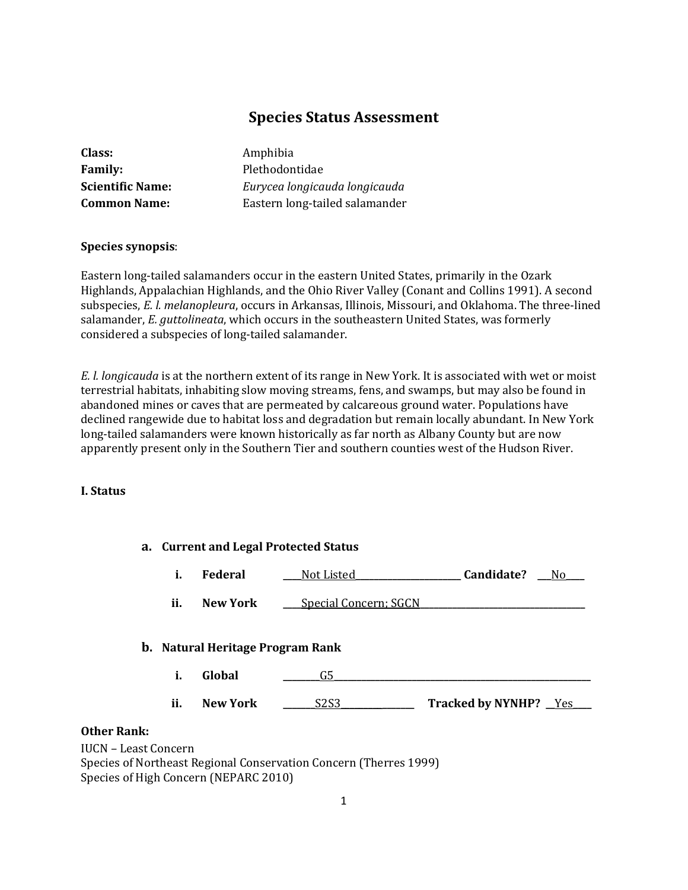# Species Status Assessment

**Class:** Amphibia
**Family:** Plethodontidae
**Scientific Name:** *Eurycea longicauda longicauda*
**Common Name:** Eastern long-tailed salamander

**Species synopsis**:

Eastern long-tailed salamanders occur in the eastern United States, primarily in the Ozark Highlands, Appalachian Highlands, and the Ohio River Valley (Conant and Collins 1991). A second subspecies, *E. l. melanopleura*, occurs in Arkansas, Illinois, Missouri, and Oklahoma. The three-lined salamander, *E. guttolineata*, which occurs in the southeastern United States, was formerly considered a subspecies of long-tailed salamander.

*E. l. longicauda* is at the northern extent of its range in New York. It is associated with wet or moist terrestrial habitats, inhabiting slow moving streams, fens, and swamps, but may also be found in abandoned mines or caves that are permeated by calcareous ground water. Populations have declined rangewide due to habitat loss and degradation but remain locally abundant. In New York long-tailed salamanders were known historically as far north as Albany County but are now apparently present only in the Southern Tier and southern counties west of the Hudson River.

## I. Status

### a. Current and Legal Protected Status

i. **Federal** ____Not Listed______________________ **Candidate?** ___No____

ii. **New York** ____Special Concern; SGCN__________________________________

### b. Natural Heritage Program Rank

i. **Global** ________G5______________________________________________________

ii. **New York** _______S2S3________________ **Tracked by NYNHP?** __Yes____

**Other Rank:**

IUCN – Least Concern
Species of Northeast Regional Conservation Concern (Therres 1999)
Species of High Concern (NEPARC 2010)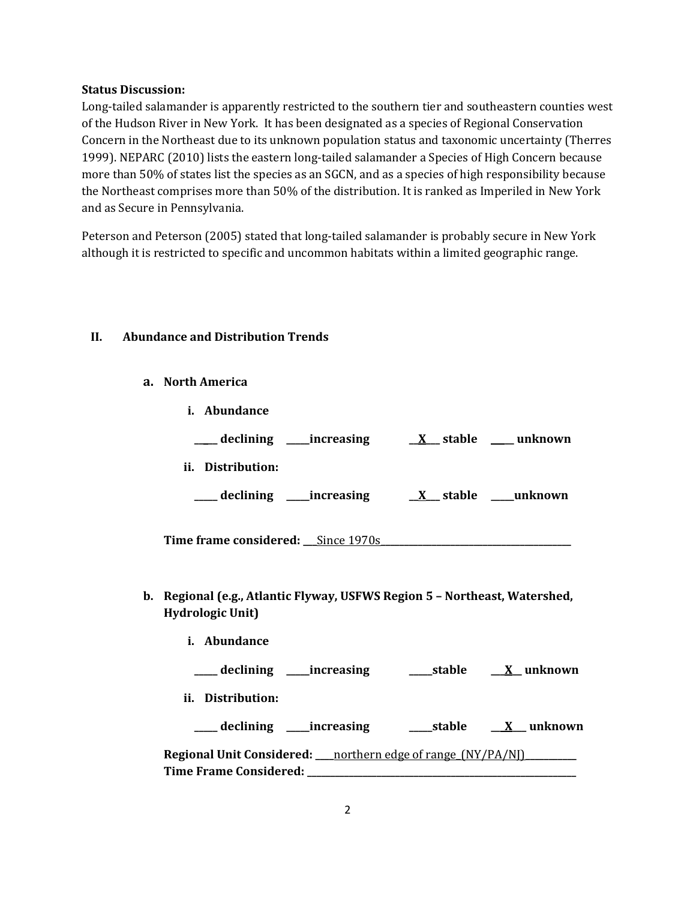**Status Discussion:**

Long-tailed salamander is apparently restricted to the southern tier and southeastern counties west of the Hudson River in New York. It has been designated as a species of Regional Conservation Concern in the Northeast due to its unknown population status and taxonomic uncertainty (Therres 1999). NEPARC (2010) lists the eastern long-tailed salamander a Species of High Concern because more than 50% of states list the species as an SGCN, and as a species of high responsibility because the Northeast comprises more than 50% of the distribution. It is ranked as Imperiled in New York and as Secure in Pennsylvania.

Peterson and Peterson (2005) stated that long-tailed salamander is probably secure in New York although it is restricted to specific and uncommon habitats within a limited geographic range.

## II. Abundance and Distribution Trends

### a. North America

**i. Abundance**

**____ declining ____increasing __X__ stable ____ unknown**

**ii. Distribution:**

**____ declining ____increasing __X__ stable ____unknown**

**Time frame considered:** ___Since 1970s___

### b. Regional (e.g., Atlantic Flyway, USFWS Region 5 – Northeast, Watershed, Hydrologic Unit)

**i. Abundance**

**____ declining ____increasing ____stable __X__ unknown**

**ii. Distribution:**

**____ declining ____increasing ____stable __X__ unknown**

**Regional Unit Considered:** ____northern edge of range_(NY/PA/NJ)____

**Time Frame Considered:** ________________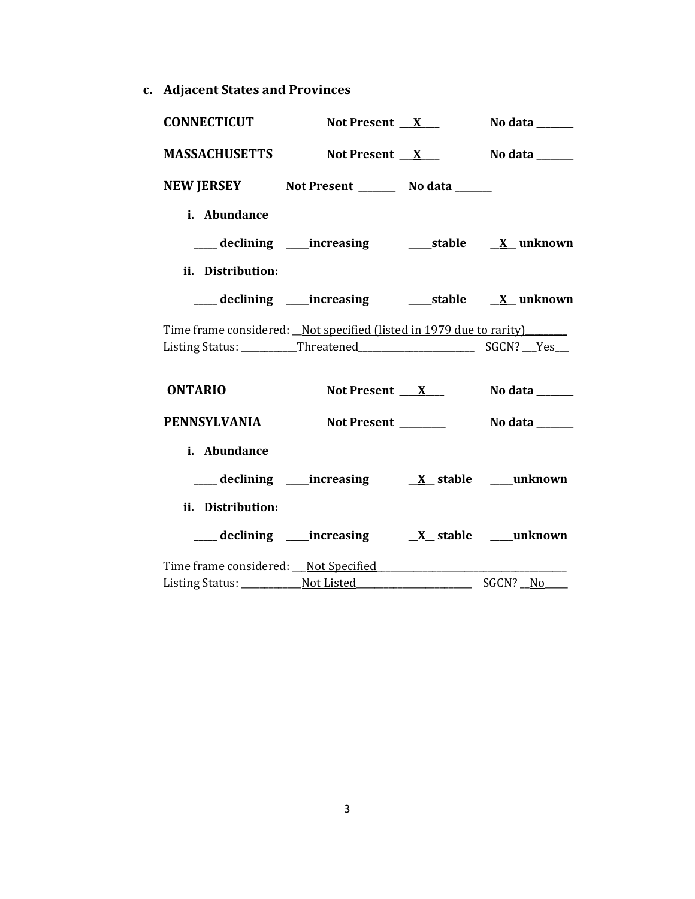**c. Adjacent States and Provinces**

**CONNECTICUT** **Not Present** __X__ **No data** _______

**MASSACHUSETTS** **Not Present** __X__ **No data** _______

**NEW JERSEY** **Not Present** _______ **No data** _______

**i. Abundance**

_____ **declining** _____**increasing** _____**stable** __X__ **unknown**

**ii. Distribution:**

_____ **declining** _____**increasing** _____**stable** __X__ **unknown**

Time frame considered: __Not specified (listed in 1979 due to rarity)_________
Listing Status: ___________Threatened_________________________ SGCN? ___Yes___

**ONTARIO** **Not Present** ___X___ **No data** _______

**PENNSYLVANIA** **Not Present** _________ **No data** _______

**i. Abundance**

_____ **declining** _____**increasing** __X__ **stable** _____**unknown**

**ii. Distribution:**

_____ **declining** _____**increasing** __X__ **stable** _____**unknown**

Time frame considered: ___Not Specified_________________________________________
Listing Status: _____________Not Listed_________________________ SGCN? __No_____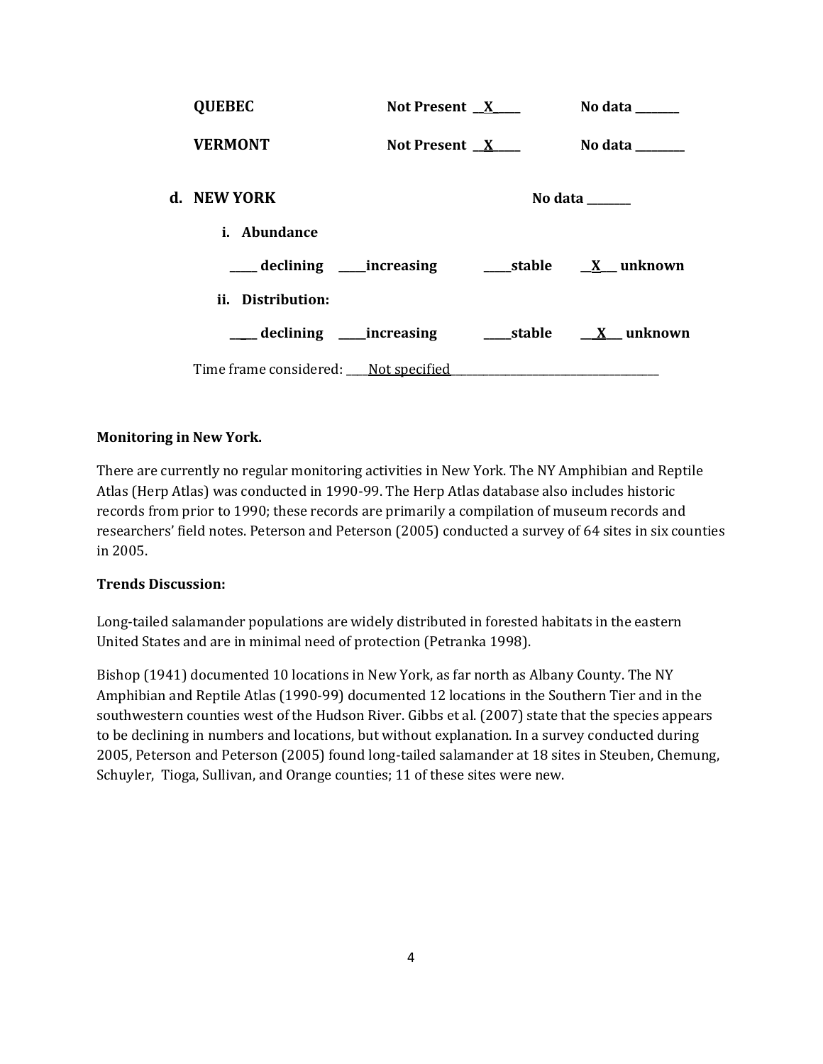**QUEBEC** Not Present __X_____ No data ________

**VERMONT** Not Present __X_____ No data _________

**d. NEW YORK** No data ________

**i. Abundance**

_____ declining _____increasing _____stable __X__ unknown

**ii. Distribution:**

_____ declining _____increasing _____stable __X___ unknown

Time frame considered: ____Not specified________________________________________

**Monitoring in New York.**

There are currently no regular monitoring activities in New York. The NY Amphibian and Reptile Atlas (Herp Atlas) was conducted in 1990-99. The Herp Atlas database also includes historic records from prior to 1990; these records are primarily a compilation of museum records and researchers' field notes. Peterson and Peterson (2005) conducted a survey of 64 sites in six counties in 2005.

**Trends Discussion:**

Long-tailed salamander populations are widely distributed in forested habitats in the eastern United States and are in minimal need of protection (Petranka 1998).

Bishop (1941) documented 10 locations in New York, as far north as Albany County. The NY Amphibian and Reptile Atlas (1990-99) documented 12 locations in the Southern Tier and in the southwestern counties west of the Hudson River. Gibbs et al. (2007) state that the species appears to be declining in numbers and locations, but without explanation. In a survey conducted during 2005, Peterson and Peterson (2005) found long-tailed salamander at 18 sites in Steuben, Chemung, Schuyler, Tioga, Sullivan, and Orange counties; 11 of these sites were new.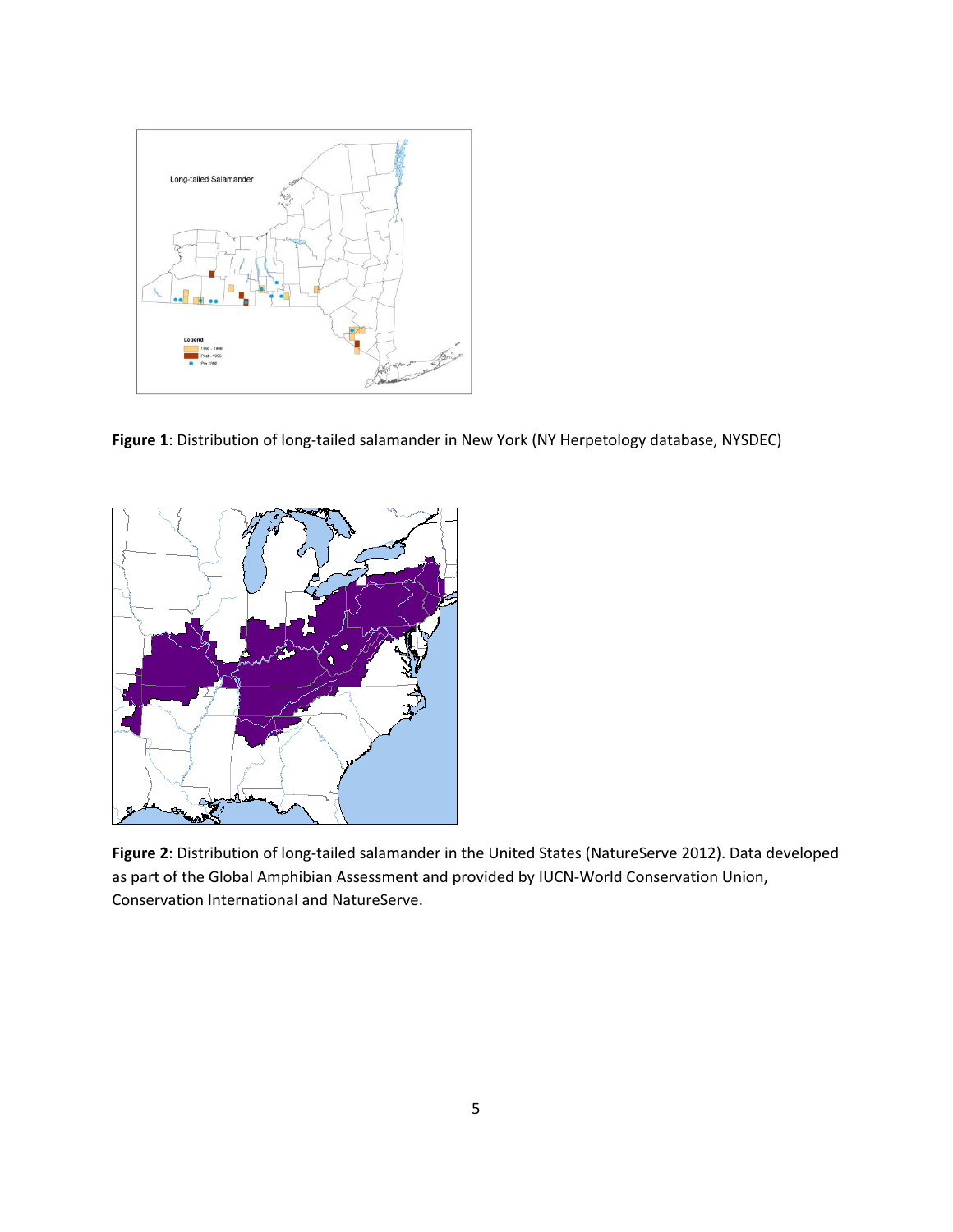**Figure 1**: Distribution of long-tailed salamander in New York (NY Herpetology database, NYSDEC)

**Figure 2**: Distribution of long-tailed salamander in the United States (NatureServe 2012). Data developed as part of the Global Amphibian Assessment and provided by IUCN-World Conservation Union, Conservation International and NatureServe.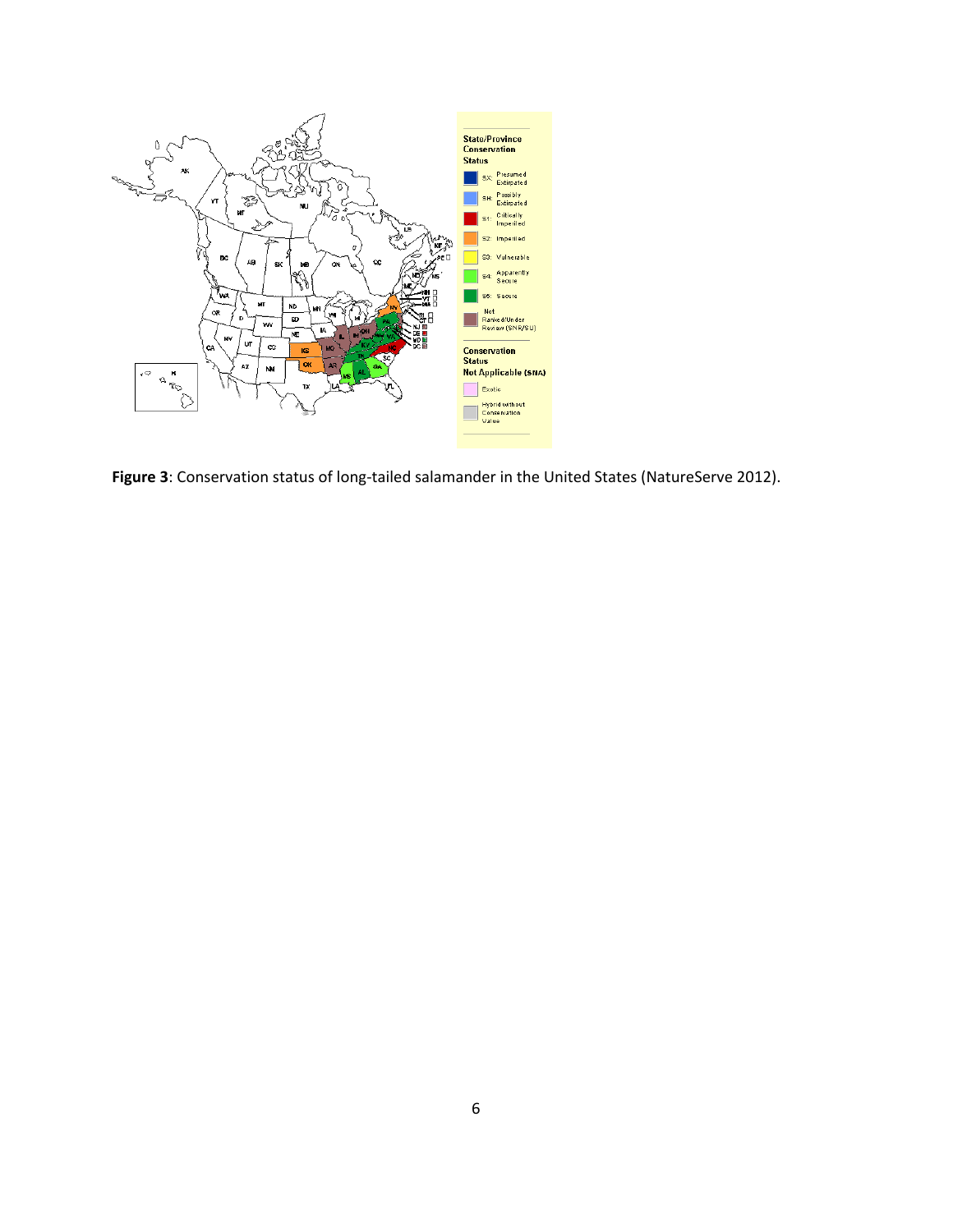**Figure 3**: Conservation status of long-tailed salamander in the United States (NatureServe 2012).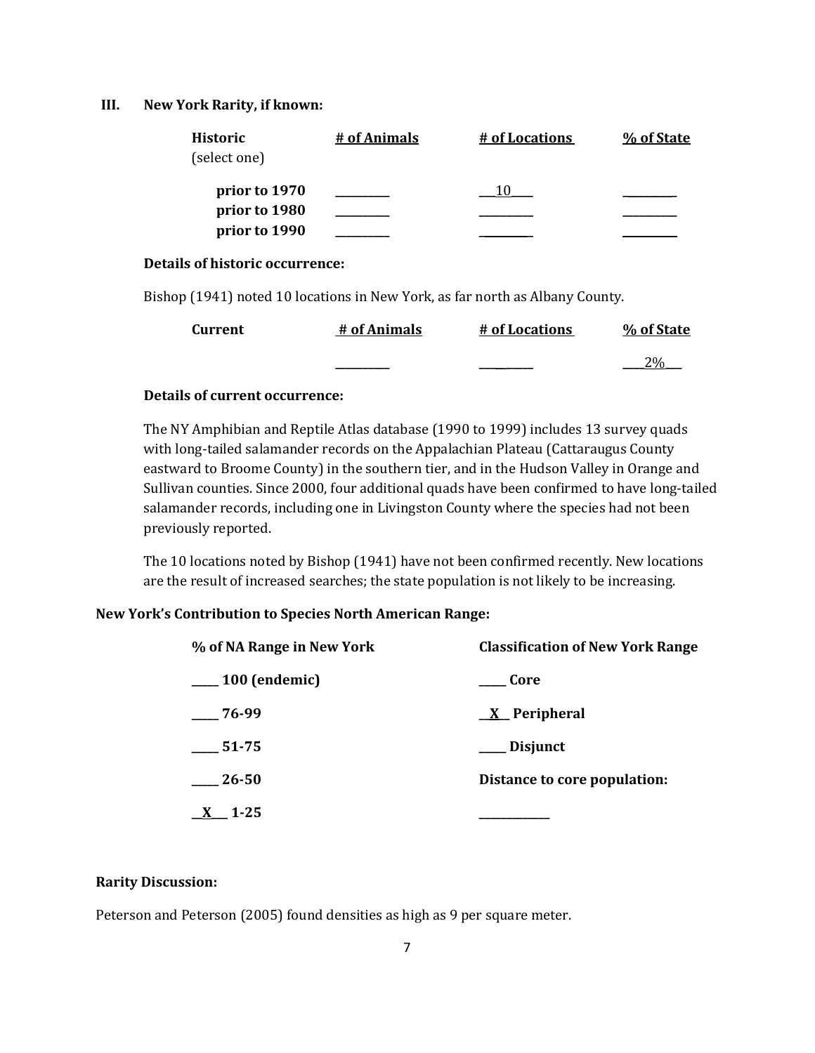### III. New York Rarity, if known:

| Historic (select one) | # of Animals | # of Locations | % of State |
|---|---|---|---|
| **prior to 1970** | ________ | ___10____ | ________ |
| **prior to 1980** | ________ | ________ | ________ |
| **prior to 1990** | ________ | ________ | ________ |

**Details of historic occurrence:**

Bishop (1941) noted 10 locations in New York, as far north as Albany County.

| Current | # of Animals | # of Locations | % of State |
|---|---|---|---|
| | ________ | ________ | ____2%___ |

**Details of current occurrence:**

The NY Amphibian and Reptile Atlas database (1990 to 1999) includes 13 survey quads with long-tailed salamander records on the Appalachian Plateau (Cattaraugus County eastward to Broome County) in the southern tier, and in the Hudson Valley in Orange and Sullivan counties. Since 2000, four additional quads have been confirmed to have long-tailed salamander records, including one in Livingston County where the species had not been previously reported.

The 10 locations noted by Bishop (1941) have not been confirmed recently. New locations are the result of increased searches; the state population is not likely to be increasing.

**New York's Contribution to Species North American Range:**

| % of NA Range in New York | Classification of New York Range |
|---|---|
| _____ 100 (endemic) | _____ Core |
| _____ 76-99 | __X__ Peripheral |
| _____ 51-75 | _____ Disjunct |
| _____ 26-50 | Distance to core population: |
| __X___ 1-25 | ____________ |

**Rarity Discussion:**

Peterson and Peterson (2005) found densities as high as 9 per square meter.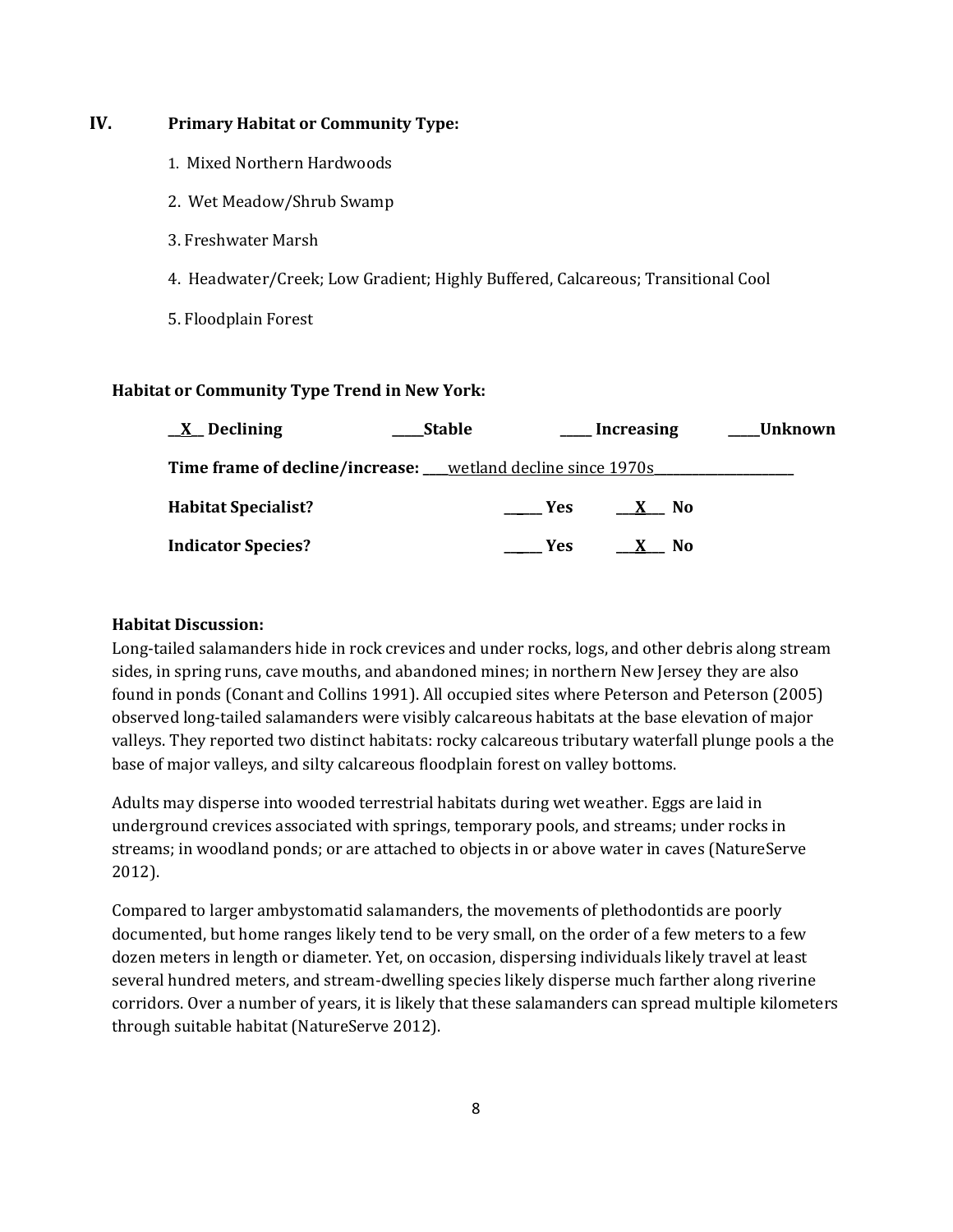## IV. Primary Habitat or Community Type:

1. Mixed Northern Hardwoods
2. Wet Meadow/Shrub Swamp
3. Freshwater Marsh
4. Headwater/Creek; Low Gradient; Highly Buffered, Calcareous; Transitional Cool
5. Floodplain Forest

**Habitat or Community Type Trend in New York:**

__X__ **Declining** _____ **Stable** _____ **Increasing** _____ **Unknown**

**Time frame of decline/increase:** ____wetland decline since 1970s____________________

**Habitat Specialist?** ______ **Yes** ___X___ **No**

**Indicator Species?** ______ **Yes** ___X___ **No**

**Habitat Discussion:**

Long-tailed salamanders hide in rock crevices and under rocks, logs, and other debris along stream sides, in spring runs, cave mouths, and abandoned mines; in northern New Jersey they are also found in ponds (Conant and Collins 1991). All occupied sites where Peterson and Peterson (2005) observed long-tailed salamanders were visibly calcareous habitats at the base elevation of major valleys. They reported two distinct habitats: rocky calcareous tributary waterfall plunge pools a the base of major valleys, and silty calcareous floodplain forest on valley bottoms.

Adults may disperse into wooded terrestrial habitats during wet weather. Eggs are laid in underground crevices associated with springs, temporary pools, and streams; under rocks in streams; in woodland ponds; or are attached to objects in or above water in caves (NatureServe 2012).

Compared to larger ambystomatid salamanders, the movements of plethodontids are poorly documented, but home ranges likely tend to be very small, on the order of a few meters to a few dozen meters in length or diameter. Yet, on occasion, dispersing individuals likely travel at least several hundred meters, and stream-dwelling species likely disperse much farther along riverine corridors. Over a number of years, it is likely that these salamanders can spread multiple kilometers through suitable habitat (NatureServe 2012).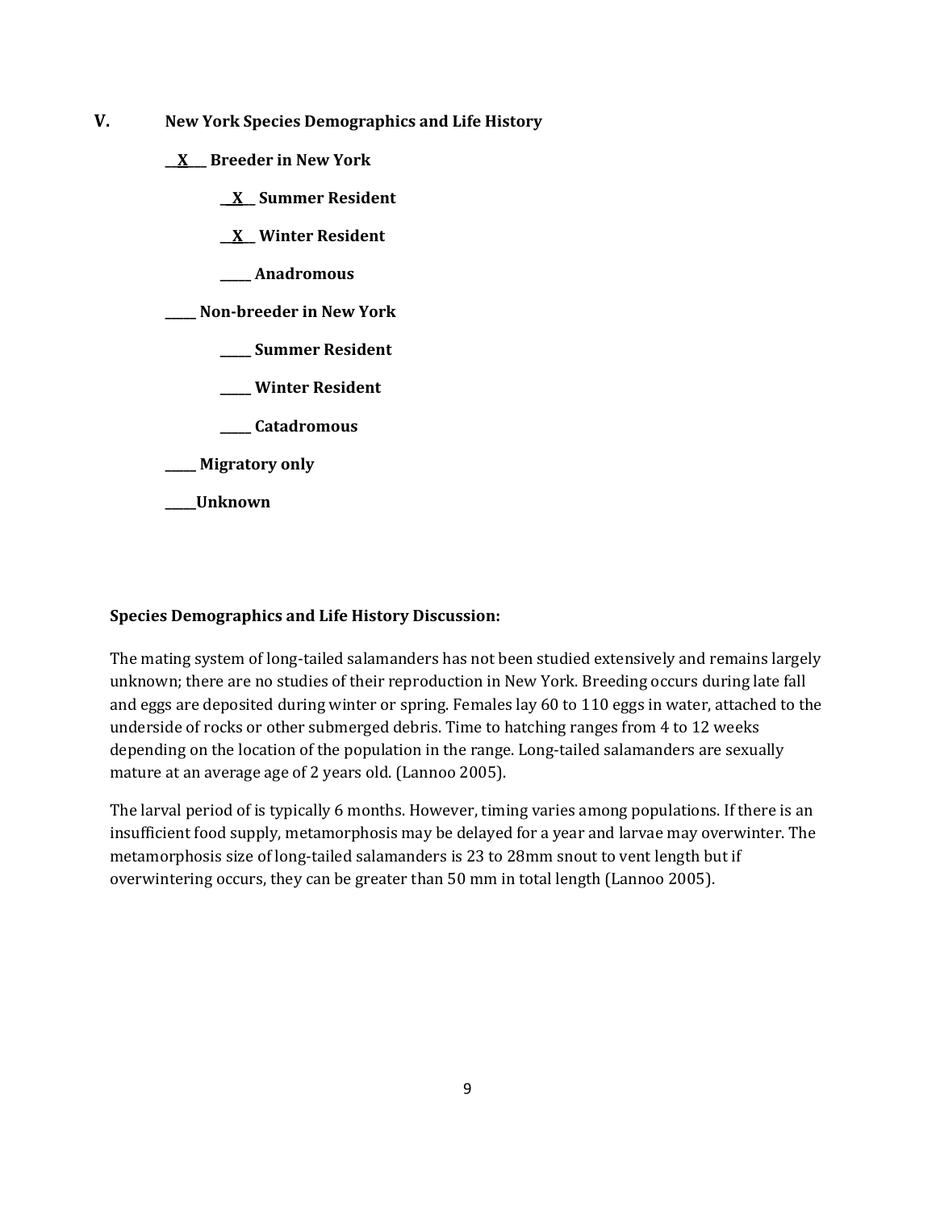## V. New York Species Demographics and Life History

__X__ **Breeder in New York**

- __X__ **Summer Resident**
- __X__ **Winter Resident**
- _____ **Anadromous**

_____ **Non-breeder in New York**

- _____ **Summer Resident**
- _____ **Winter Resident**
- _____ **Catadromous**

_____ **Migratory only**

_____ **Unknown**

**Species Demographics and Life History Discussion:**

The mating system of long-tailed salamanders has not been studied extensively and remains largely unknown; there are no studies of their reproduction in New York. Breeding occurs during late fall and eggs are deposited during winter or spring. Females lay 60 to 110 eggs in water, attached to the underside of rocks or other submerged debris. Time to hatching ranges from 4 to 12 weeks depending on the location of the population in the range. Long-tailed salamanders are sexually mature at an average age of 2 years old. (Lannoo 2005).

The larval period of is typically 6 months. However, timing varies among populations. If there is an insufficient food supply, metamorphosis may be delayed for a year and larvae may overwinter. The metamorphosis size of long-tailed salamanders is 23 to 28mm snout to vent length but if overwintering occurs, they can be greater than 50 mm in total length (Lannoo 2005).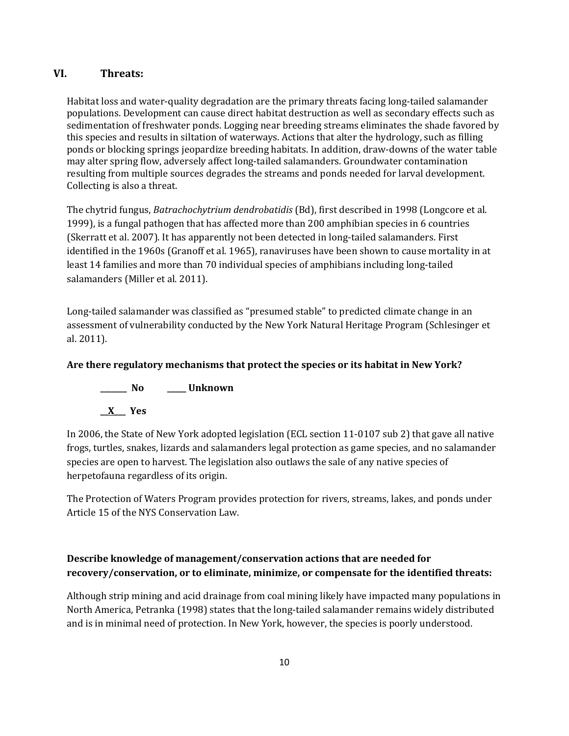## VI. Threats:

Habitat loss and water-quality degradation are the primary threats facing long-tailed salamander populations. Development can cause direct habitat destruction as well as secondary effects such as sedimentation of freshwater ponds. Logging near breeding streams eliminates the shade favored by this species and results in siltation of waterways. Actions that alter the hydrology, such as filling ponds or blocking springs jeopardize breeding habitats. In addition, draw-downs of the water table may alter spring flow, adversely affect long-tailed salamanders. Groundwater contamination resulting from multiple sources degrades the streams and ponds needed for larval development. Collecting is also a threat.

The chytrid fungus, *Batrachochytrium dendrobatidis* (Bd), first described in 1998 (Longcore et al. 1999), is a fungal pathogen that has affected more than 200 amphibian species in 6 countries (Skerratt et al. 2007). It has apparently not been detected in long-tailed salamanders. First identified in the 1960s (Granoff et al. 1965), ranaviruses have been shown to cause mortality in at least 14 families and more than 70 individual species of amphibians including long-tailed salamanders (Miller et al. 2011).

Long-tailed salamander was classified as "presumed stable" to predicted climate change in an assessment of vulnerability conducted by the New York Natural Heritage Program (Schlesinger et al. 2011).

**Are there regulatory mechanisms that protect the species or its habitat in New York?**

_______ **No** _____ **Unknown**

__X___ **Yes**

In 2006, the State of New York adopted legislation (ECL section 11-0107 sub 2) that gave all native frogs, turtles, snakes, lizards and salamanders legal protection as game species, and no salamander species are open to harvest. The legislation also outlaws the sale of any native species of herpetofauna regardless of its origin.

The Protection of Waters Program provides protection for rivers, streams, lakes, and ponds under Article 15 of the NYS Conservation Law.

**Describe knowledge of management/conservation actions that are needed for recovery/conservation, or to eliminate, minimize, or compensate for the identified threats:**

Although strip mining and acid drainage from coal mining likely have impacted many populations in North America, Petranka (1998) states that the long-tailed salamander remains widely distributed and is in minimal need of protection. In New York, however, the species is poorly understood.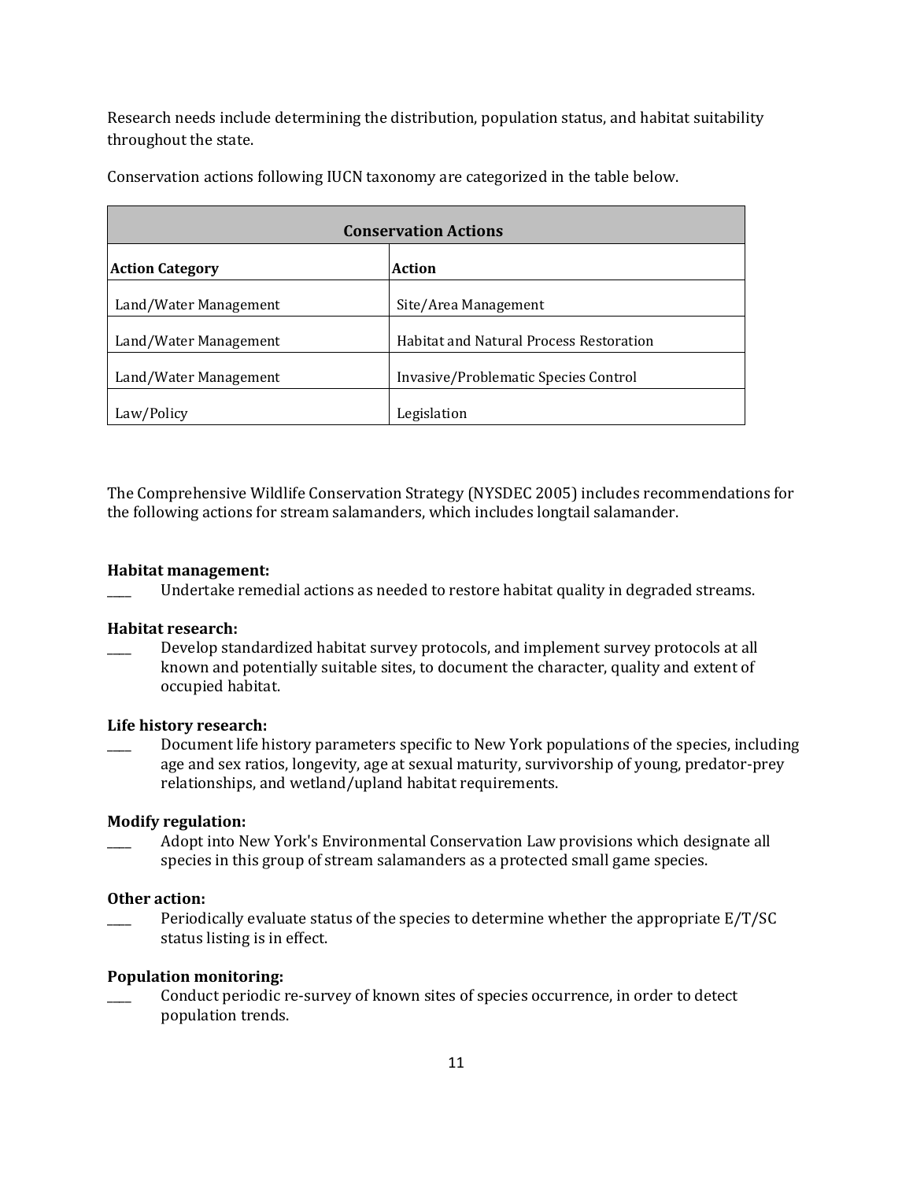Research needs include determining the distribution, population status, and habitat suitability throughout the state.

Conservation actions following IUCN taxonomy are categorized in the table below.

| Conservation Actions | |
|---|---|
| **Action Category** | **Action** |
| Land/Water Management | Site/Area Management |
| Land/Water Management | Habitat and Natural Process Restoration |
| Land/Water Management | Invasive/Problematic Species Control |
| Law/Policy | Legislation |

The Comprehensive Wildlife Conservation Strategy (NYSDEC 2005) includes recommendations for the following actions for stream salamanders, which includes longtail salamander.

**Habitat management:**

____ Undertake remedial actions as needed to restore habitat quality in degraded streams.

**Habitat research:**

____ Develop standardized habitat survey protocols, and implement survey protocols at all known and potentially suitable sites, to document the character, quality and extent of occupied habitat.

**Life history research:**

____ Document life history parameters specific to New York populations of the species, including age and sex ratios, longevity, age at sexual maturity, survivorship of young, predator-prey relationships, and wetland/upland habitat requirements.

**Modify regulation:**

____ Adopt into New York's Environmental Conservation Law provisions which designate all species in this group of stream salamanders as a protected small game species.

**Other action:**

____ Periodically evaluate status of the species to determine whether the appropriate E/T/SC status listing is in effect.

**Population monitoring:**

____ Conduct periodic re-survey of known sites of species occurrence, in order to detect population trends.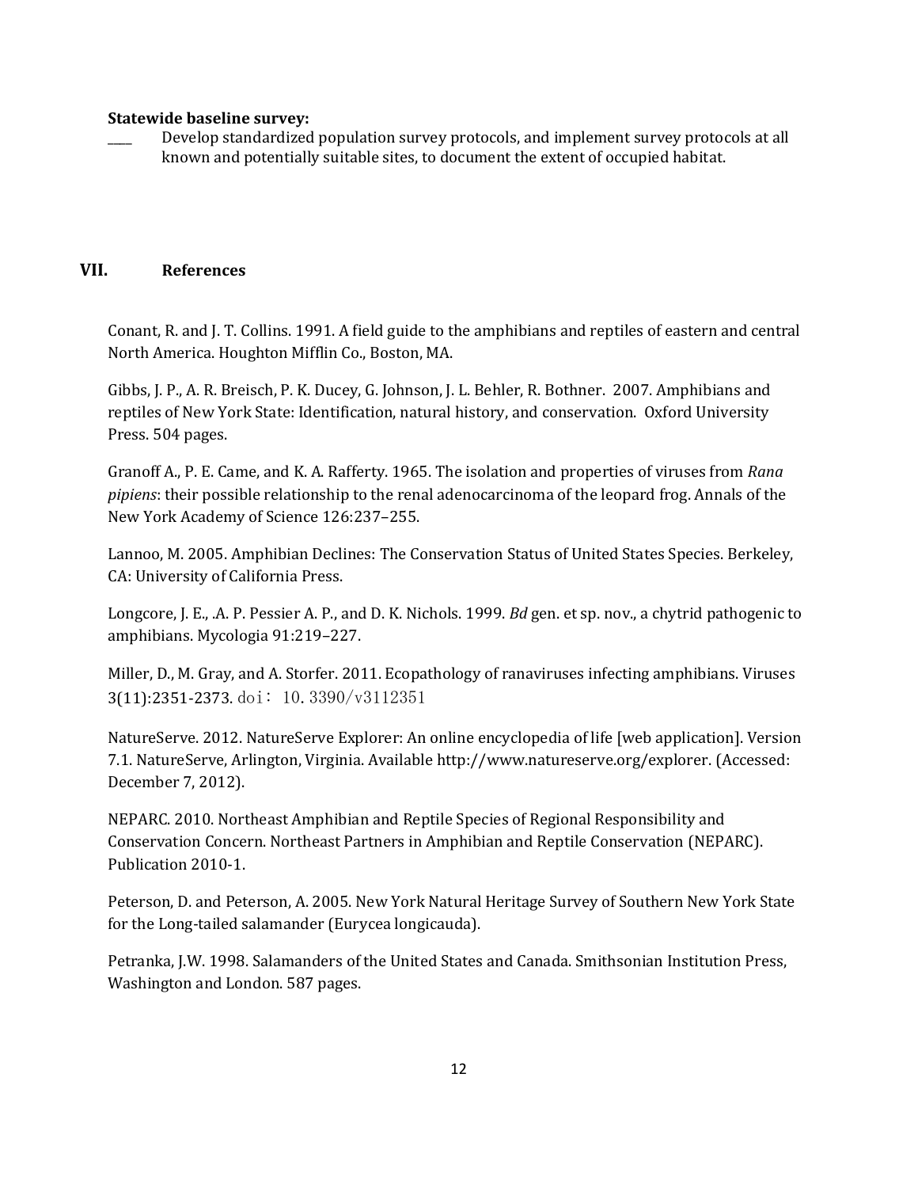**Statewide baseline survey:**

____ Develop standardized population survey protocols, and implement survey protocols at all known and potentially suitable sites, to document the extent of occupied habitat.

## VII. References

Conant, R. and J. T. Collins. 1991. A field guide to the amphibians and reptiles of eastern and central North America. Houghton Mifflin Co., Boston, MA.

Gibbs, J. P., A. R. Breisch, P. K. Ducey, G. Johnson, J. L. Behler, R. Bothner. 2007. Amphibians and reptiles of New York State: Identification, natural history, and conservation. Oxford University Press. 504 pages.

Granoff A., P. E. Came, and K. A. Rafferty. 1965. The isolation and properties of viruses from *Rana pipiens*: their possible relationship to the renal adenocarcinoma of the leopard frog. Annals of the New York Academy of Science 126:237–255.

Lannoo, M. 2005. Amphibian Declines: The Conservation Status of United States Species. Berkeley, CA: University of California Press.

Longcore, J. E., .A. P. Pessier A. P., and D. K. Nichols. 1999. *Bd* gen. et sp. nov., a chytrid pathogenic to amphibians. Mycologia 91:219–227.

Miller, D., M. Gray, and A. Storfer. 2011. Ecopathology of ranaviruses infecting amphibians. Viruses 3(11):2351-2373. doi： 10.3390/v3112351

NatureServe. 2012. NatureServe Explorer: An online encyclopedia of life [web application]. Version 7.1. NatureServe, Arlington, Virginia. Available http://www.natureserve.org/explorer. (Accessed: December 7, 2012).

NEPARC. 2010. Northeast Amphibian and Reptile Species of Regional Responsibility and Conservation Concern. Northeast Partners in Amphibian and Reptile Conservation (NEPARC). Publication 2010-1.

Peterson, D. and Peterson, A. 2005. New York Natural Heritage Survey of Southern New York State for the Long-tailed salamander (Eurycea longicauda).

Petranka, J.W. 1998. Salamanders of the United States and Canada. Smithsonian Institution Press, Washington and London. 587 pages.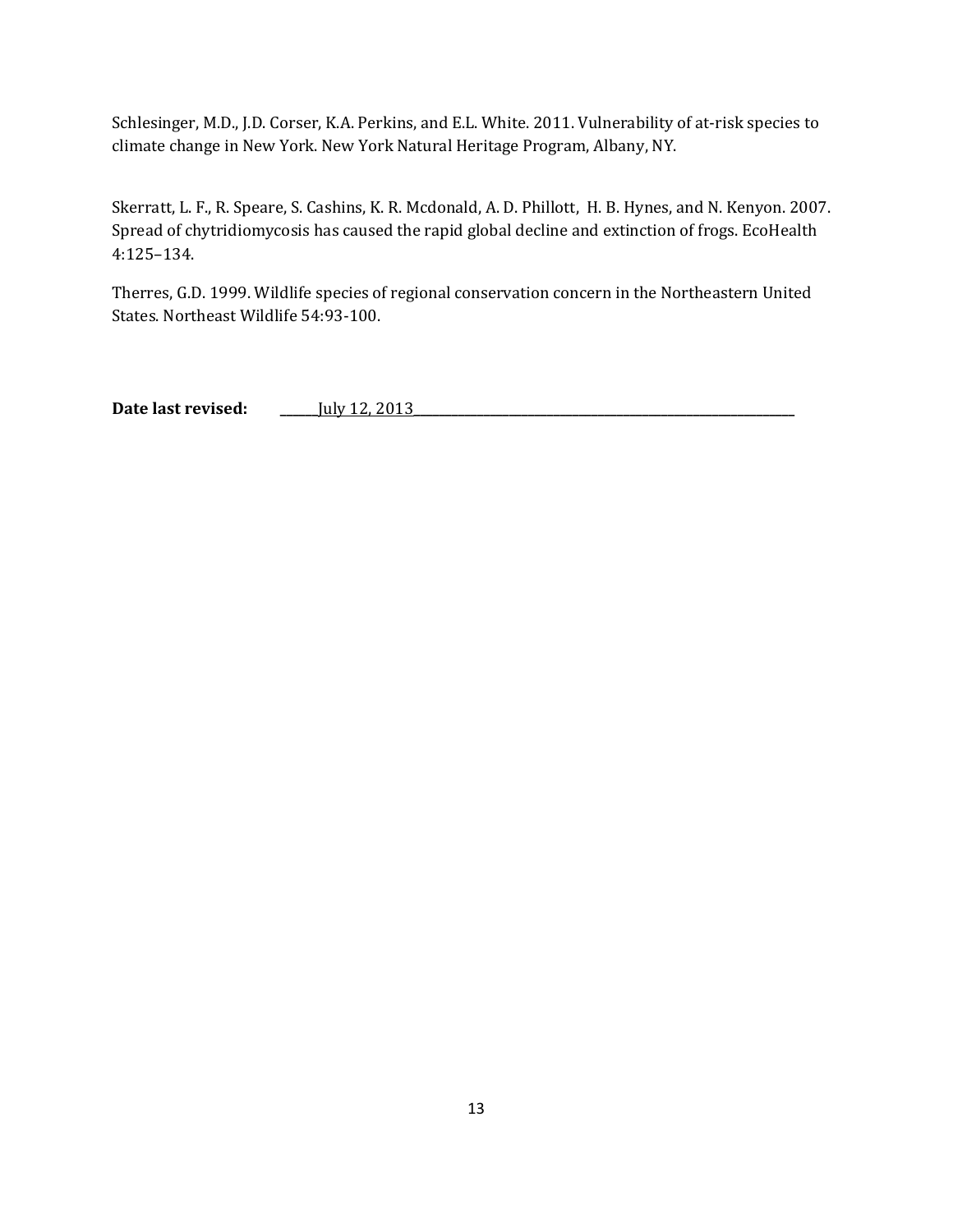Schlesinger, M.D., J.D. Corser, K.A. Perkins, and E.L. White. 2011. Vulnerability of at-risk species to climate change in New York. New York Natural Heritage Program, Albany, NY.

Skerratt, L. F., R. Speare, S. Cashins, K. R. Mcdonald, A. D. Phillott, H. B. Hynes, and N. Kenyon. 2007. Spread of chytridiomycosis has caused the rapid global decline and extinction of frogs. EcoHealth 4:125–134.

Therres, G.D. 1999. Wildlife species of regional conservation concern in the Northeastern United States. Northeast Wildlife 54:93-100.

**Date last revised:** July 12, 2013